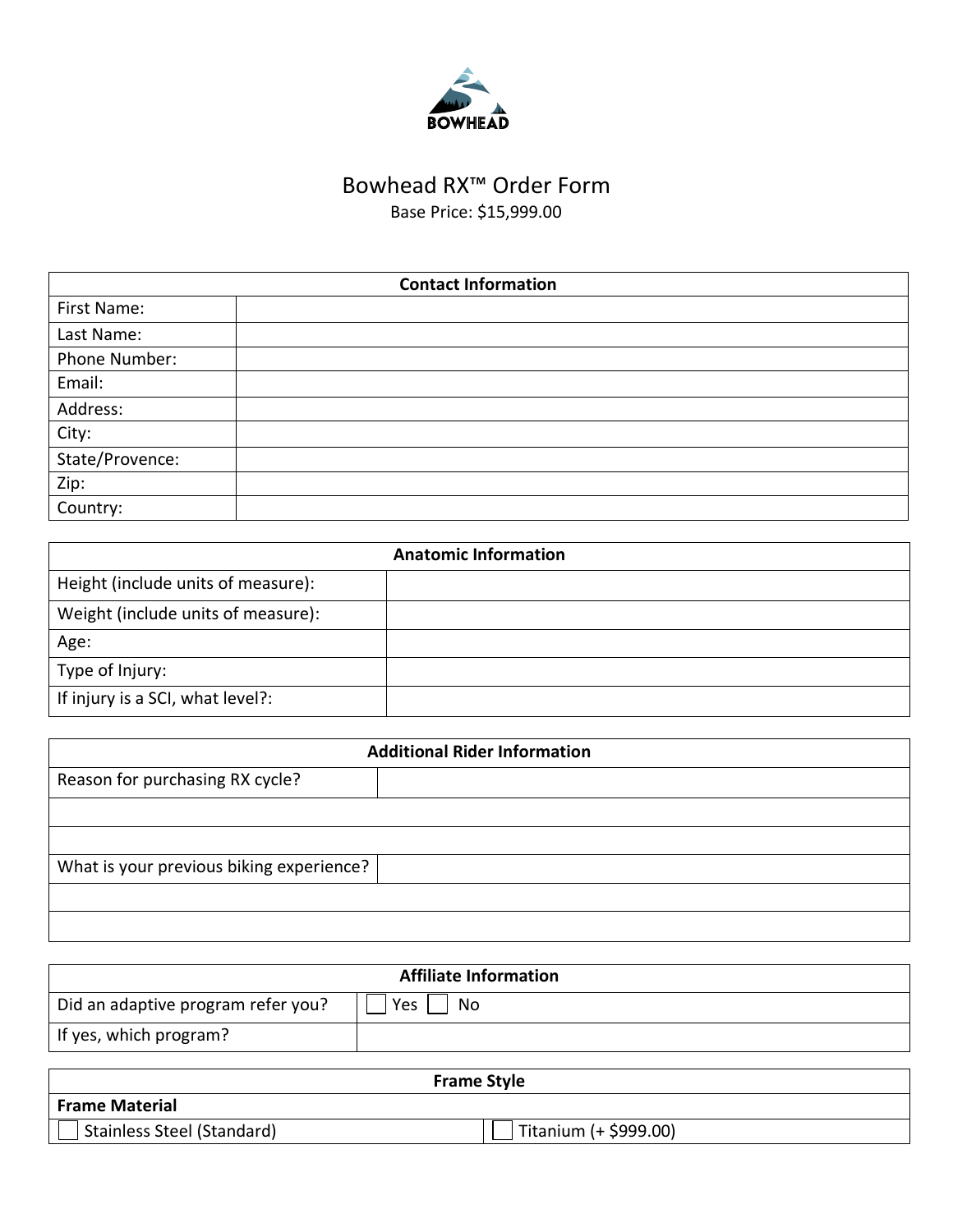BOWHEAD

# Bowhead RX™ Order Form

Base Price: $15,999.00

| Contact Information | |
|---|---|
| First Name: | |
| Last Name: | |
| Phone Number: | |
| Email: | |
| Address: | |
| City: | |
| State/Provence: | |
| Zip: | |
| Country: | |

| Anatomic Information | |
|---|---|
| Height (include units of measure): | |
| Weight (include units of measure): | |
| Age: | |
| Type of Injury: | |
| If injury is a SCI, what level?: | |

| Additional Rider Information | |
|---|---|
| Reason for purchasing RX cycle? | |
| | |
| | |
| What is your previous biking experience? | |
| | |
| | |

| Affiliate Information | |
|---|---|
| Did an adaptive program refer you? | ☐ Yes ☐ No |
| If yes, which program? | |

| Frame Style | |
|---|---|
| **Frame Material** | |
| ☐ Stainless Steel (Standard) | ☐ Titanium (+ $999.00) |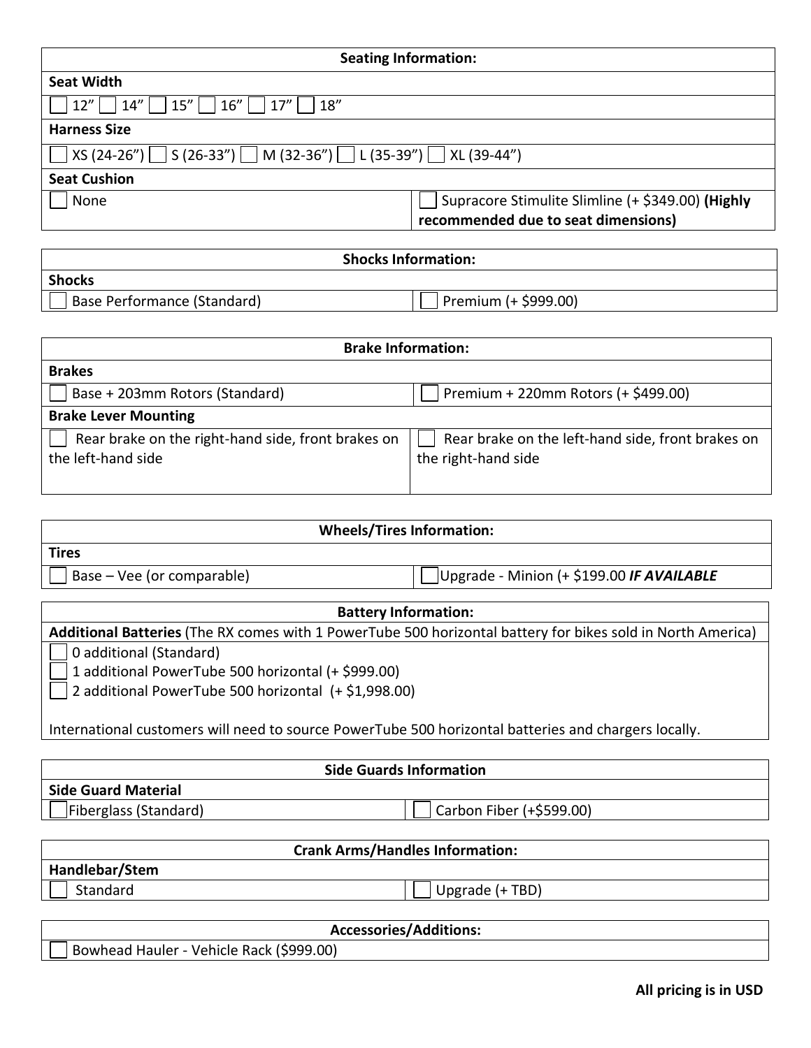| Seating Information: | |
|---|---|
| **Seat Width** | |
| ☐ 12" ☐ 14" ☐ 15" ☐ 16" ☐ 17" ☐ 18" | |
| **Harness Size** | |
| ☐ XS (24-26") ☐ S (26-33") ☐ M (32-36") ☐ L (35-39") ☐ XL (39-44") | |
| **Seat Cushion** | |
| ☐ None | ☐ Supracore Stimulite Slimline (+ $349.00) **(Highly recommended due to seat dimensions)** |

| Shocks Information: | |
|---|---|
| **Shocks** | |
| ☐ Base Performance (Standard) | ☐ Premium (+ $999.00) |

| Brake Information: | |
|---|---|
| **Brakes** | |
| ☐ Base + 203mm Rotors (Standard) | ☐ Premium + 220mm Rotors (+ $499.00) |
| **Brake Lever Mounting** | |
| ☐ Rear brake on the right-hand side, front brakes on the left-hand side | ☐ Rear brake on the left-hand side, front brakes on the right-hand side |

| Wheels/Tires Information: | |
|---|---|
| **Tires** | |
| ☐ Base – Vee (or comparable) | ☐ Upgrade - Minion (+ $199.00 ***IF AVAILABLE*** |

| Battery Information: |
|---|
| **Additional Batteries** (The RX comes with 1 PowerTube 500 horizontal battery for bikes sold in North America) |
| ☐ 0 additional (Standard) |
| ☐ 1 additional PowerTube 500 horizontal (+ $999.00) |
| ☐ 2 additional PowerTube 500 horizontal (+ $1,998.00) |
| International customers will need to source PowerTube 500 horizontal batteries and chargers locally. |

| Side Guards Information | |
|---|---|
| **Side Guard Material** | |
| ☐ Fiberglass (Standard) | ☐ Carbon Fiber (+$599.00) |

| Crank Arms/Handles Information: | |
|---|---|
| **Handlebar/Stem** | |
| ☐ Standard | ☐ Upgrade (+ TBD) |

| Accessories/Additions: |
|---|
| ☐ Bowhead Hauler - Vehicle Rack ($999.00) |

**All pricing is in USD**